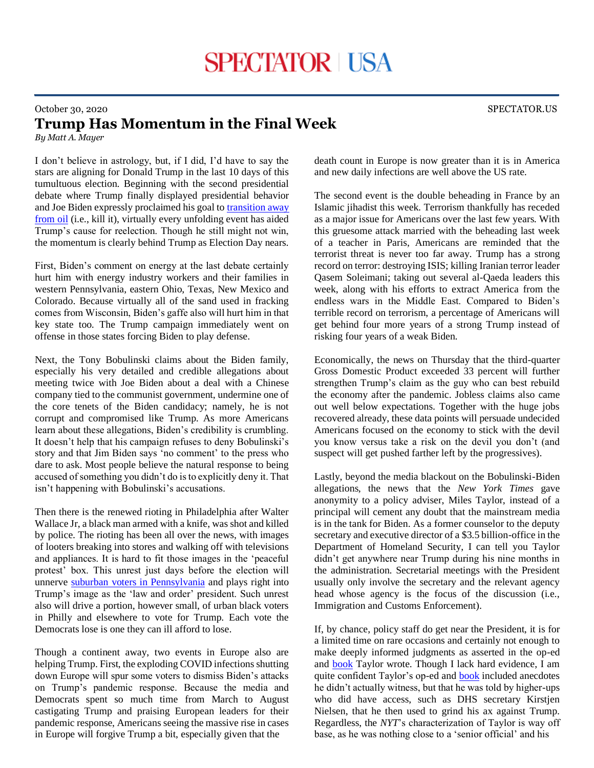# Trump Has Momentum in the Final Week

October 30, 2020

*By Matt A. Mayer*

I don't believe in astrology, but, if I did, I'd have to say the stars are aligning for Donald Trump in the last 10 days of this tumultuous election. Beginning with the second presidential debate where Trump finally displayed presidential behavior and Joe Biden expressly proclaimed his goal to transition away from oil (i.e., kill it), virtually every unfolding event has aided Trump's cause for reelection. Though he still might not win, the momentum is clearly behind Trump as Election Day nears.

First, Biden's comment on energy at the last debate certainly hurt him with energy industry workers and their families in western Pennsylvania, eastern Ohio, Texas, New Mexico and Colorado. Because virtually all of the sand used in fracking comes from Wisconsin, Biden's gaffe also will hurt him in that key state too. The Trump campaign immediately went on offense in those states forcing Biden to play defense.

Next, the Tony Bobulinski claims about the Biden family, especially his very detailed and credible allegations about meeting twice with Joe Biden about a deal with a Chinese company tied to the communist government, undermine one of the core tenets of the Biden candidacy; namely, he is not corrupt and compromised like Trump. As more Americans learn about these allegations, Biden's credibility is crumbling. It doesn't help that his campaign refuses to deny Bobulinski's story and that Jim Biden says 'no comment' to the press who dare to ask. Most people believe the natural response to being accused of something you didn't do is to explicitly deny it. That isn't happening with Bobulinski's accusations.

Then there is the renewed rioting in Philadelphia after Walter Wallace Jr, a black man armed with a knife, was shot and killed by police. The rioting has been all over the news, with images of looters breaking into stores and walking off with televisions and appliances. It is hard to fit those images in the 'peaceful protest' box. This unrest just days before the election will unnerve suburban voters in Pennsylvania and plays right into Trump's image as the 'law and order' president. Such unrest also will drive a portion, however small, of urban black voters in Philly and elsewhere to vote for Trump. Each vote the Democrats lose is one they can ill afford to lose.

Though a continent away, two events in Europe also are helping Trump. First, the exploding COVID infections shutting down Europe will spur some voters to dismiss Biden's attacks on Trump's pandemic response. Because the media and Democrats spent so much time from March to August castigating Trump and praising European leaders for their pandemic response, Americans seeing the massive rise in cases in Europe will forgive Trump a bit, especially given that the death count in Europe is now greater than it is in America and new daily infections are well above the US rate.

The second event is the double beheading in France by an Islamic jihadist this week. Terrorism thankfully has receded as a major issue for Americans over the last few years. With this gruesome attack married with the beheading last week of a teacher in Paris, Americans are reminded that the terrorist threat is never too far away. Trump has a strong record on terror: destroying ISIS; killing Iranian terror leader Qasem Soleimani; taking out several al-Qaeda leaders this week, along with his efforts to extract America from the endless wars in the Middle East. Compared to Biden's terrible record on terrorism, a percentage of Americans will get behind four more years of a strong Trump instead of risking four years of a weak Biden.

Economically, the news on Thursday that the third-quarter Gross Domestic Product exceeded 33 percent will further strengthen Trump's claim as the guy who can best rebuild the economy after the pandemic. Jobless claims also came out well below expectations. Together with the huge jobs recovered already, these data points will persuade undecided Americans focused on the economy to stick with the devil you know versus take a risk on the devil you don't (and suspect will get pushed farther left by the progressives).

Lastly, beyond the media blackout on the Bobulinski-Biden allegations, the news that the *New York Times* gave anonymity to a policy adviser, Miles Taylor, instead of a principal will cement any doubt that the mainstream media is in the tank for Biden. As a former counselor to the deputy secretary and executive director of a $3.5 billion-office in the Department of Homeland Security, I can tell you Taylor didn't get anywhere near Trump during his nine months in the administration. Secretarial meetings with the President usually only involve the secretary and the relevant agency head whose agency is the focus of the discussion (i.e., Immigration and Customs Enforcement).

If, by chance, policy staff do get near the President, it is for a limited time on rare occasions and certainly not enough to make deeply informed judgments as asserted in the op-ed and book Taylor wrote. Though I lack hard evidence, I am quite confident Taylor's op-ed and book included anecdotes he didn't actually witness, but that he was told by higher-ups who did have access, such as DHS secretary Kirstjen Nielsen, that he then used to grind his ax against Trump. Regardless, the *NYT*'s characterization of Taylor is way off base, as he was nothing close to a 'senior official' and his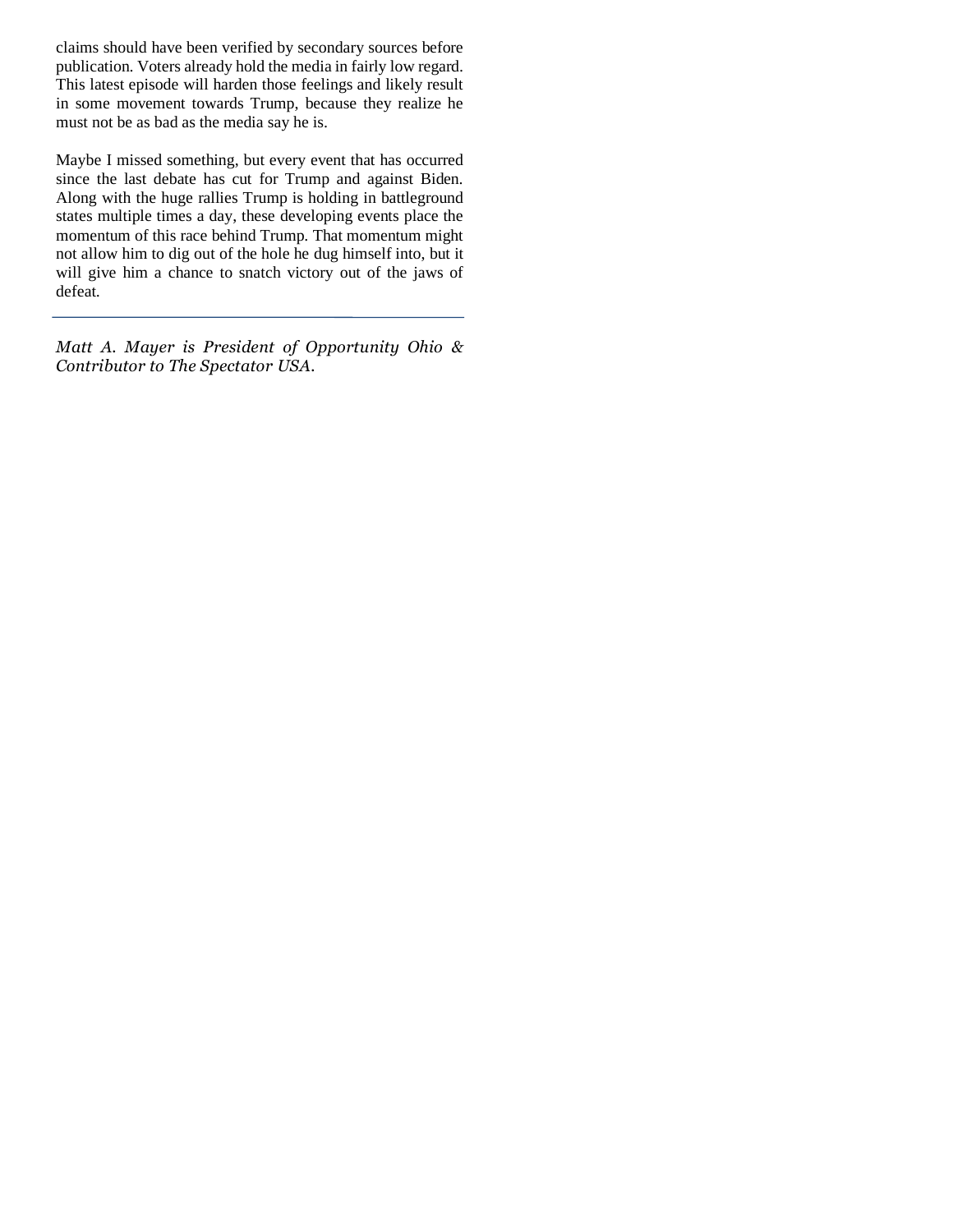claims should have been verified by secondary sources before publication. Voters already hold the media in fairly low regard. This latest episode will harden those feelings and likely result in some movement towards Trump, because they realize he must not be as bad as the media say he is.

Maybe I missed something, but every event that has occurred since the last debate has cut for Trump and against Biden. Along with the huge rallies Trump is holding in battleground states multiple times a day, these developing events place the momentum of this race behind Trump. That momentum might not allow him to dig out of the hole he dug himself into, but it will give him a chance to snatch victory out of the jaws of defeat.

---

*Matt A. Mayer is President of Opportunity Ohio & Contributor to The Spectator USA.*